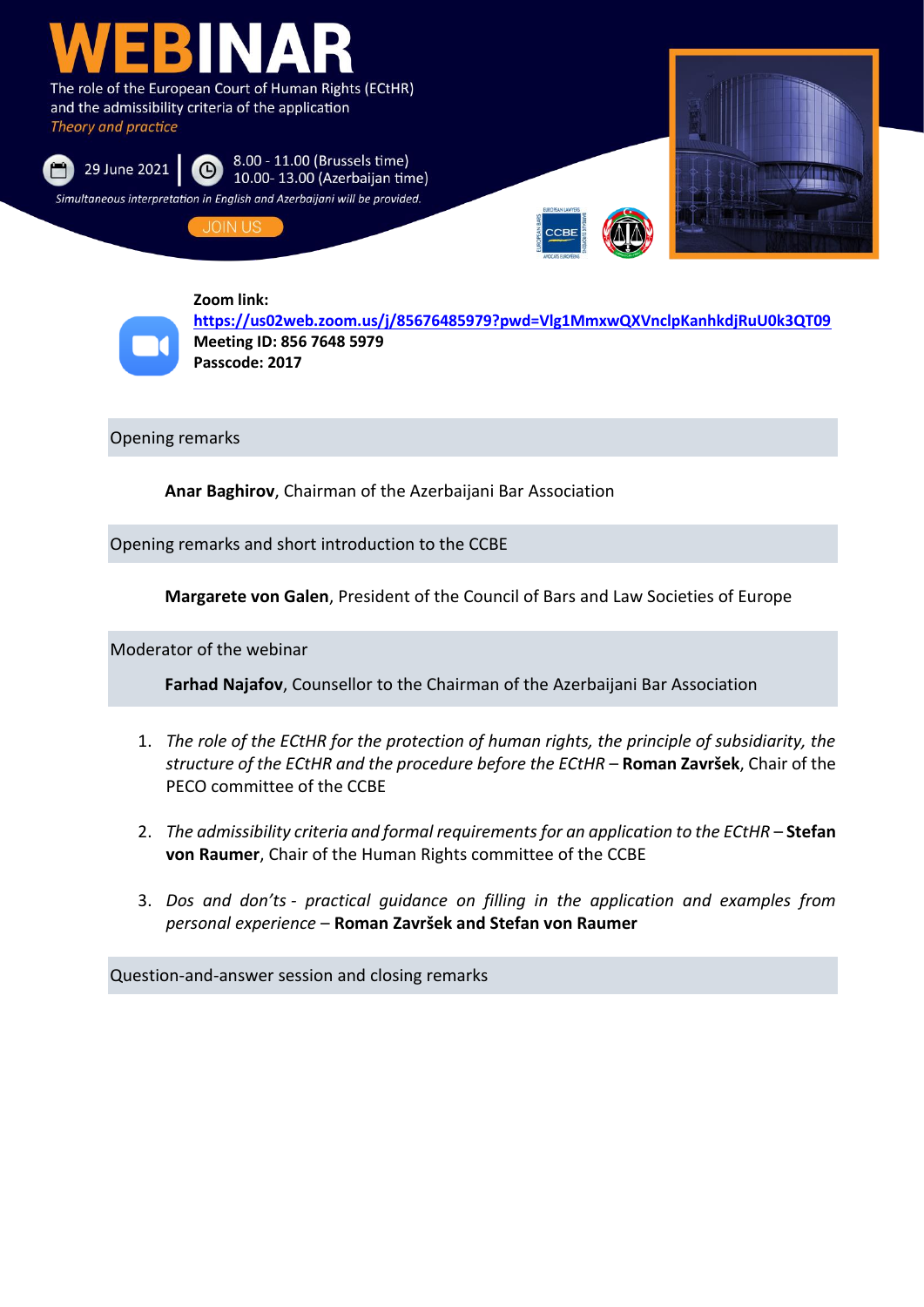# WEBINAR

The role of the European Court of Human Rights (ECtHR) and the admissibility criteria of the application

*Theory and practice*

29 June 2021 | 8.00 - 11.00 (Brussels time) 10.00- 13.00 (Azerbaijan time)

*Simultaneous interpretation in English and Azerbaijani will be provided.*

JOIN US

**Zoom link:**
**https://us02web.zoom.us/j/85676485979?pwd=Vlg1MmxwQXVnclpKanhkdjRuU0k3QT09**
**Meeting ID: 856 7648 5979**
**Passcode: 2017**

Opening remarks

**Anar Baghirov**, Chairman of the Azerbaijani Bar Association

Opening remarks and short introduction to the CCBE

**Margarete von Galen**, President of the Council of Bars and Law Societies of Europe

Moderator of the webinar

**Farhad Najafov**, Counsellor to the Chairman of the Azerbaijani Bar Association

1. *The role of the ECtHR for the protection of human rights, the principle of subsidiarity, the structure of the ECtHR and the procedure before the ECtHR* – **Roman Završek**, Chair of the PECO committee of the CCBE
2. *The admissibility criteria and formal requirements for an application to the ECtHR* – **Stefan von Raumer**, Chair of the Human Rights committee of the CCBE
3. *Dos and don'ts - practical guidance on filling in the application and examples from personal experience* – **Roman Završek and Stefan von Raumer**

Question-and-answer session and closing remarks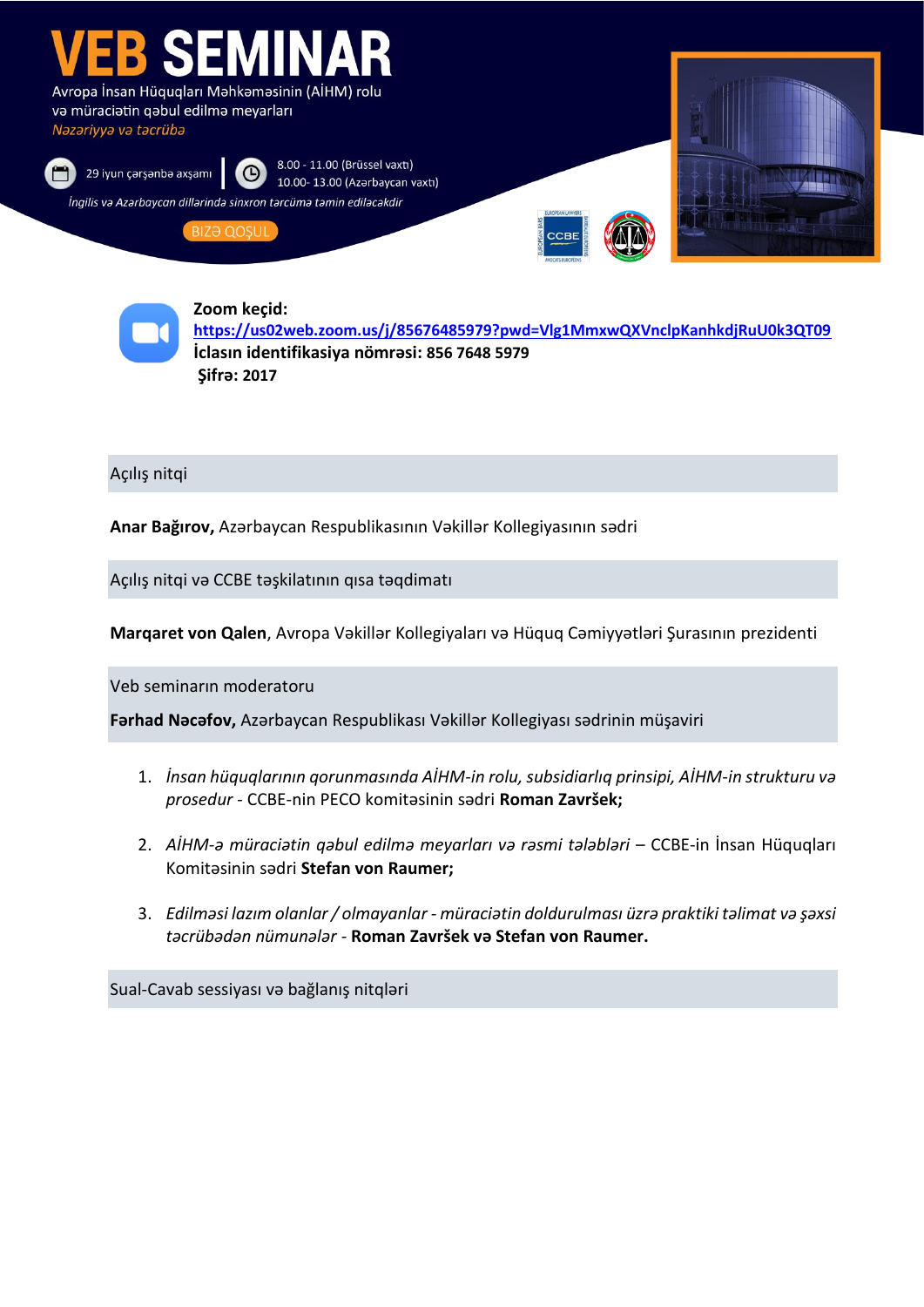# VEB SEMINAR

Avropa İnsan Hüquqları Məhkəməsinin (AİHM) rolu
və müraciətin qəbul edilmə meyarları

*Nəzəriyyə və təcrübə*

29 iyun çərşənbə axşamı | 8.00 - 11.00 (Brüssel vaxtı)
10.00- 13.00 (Azərbaycan vaxtı)

*İngilis və Azərbaycan dillərində sinxron tərcümə təmin ediləcəkdir*

BİZƏ QOŞUL

**Zoom keçid:**
https://us02web.zoom.us/j/85676485979?pwd=Vlg1MmxwQXVnclpKanhkdjRuU0k3QT09
**İclasın identifikasiya nömrəsi: 856 7648 5979**
**Şifrə: 2017**

Açılış nitqi

**Anar Bağırov,** Azərbaycan Respublikasının Vəkillər Kollegiyasının sədri

Açılış nitqi və CCBE təşkilatının qısa təqdimatı

**Marqaret von Qalen**, Avropa Vəkillər Kollegiyaları və Hüquq Cəmiyyətləri Şurasının prezidenti

Veb seminarın moderatoru

**Fərhad Nəcəfov,** Azərbaycan Respublikası Vəkillər Kollegiyası sədrinin müşaviri

1. *İnsan hüquqlarının qorunmasında AİHM-in rolu, subsidiarlıq prinsipi, AİHM-in strukturu və prosedur* - CCBE-nin PECO komitəsinin sədri **Roman Završek;**
2. *AİHM-ə müraciətin qəbul edilmə meyarları və rəsmi tələbləri* – CCBE-in İnsan Hüquqları Komitəsinin sədri **Stefan von Raumer;**
3. *Edilməsi lazım olanlar / olmayanlar - müraciətin doldurulması üzrə praktiki təlimat və şəxsi təcrübədən nümunələr* - **Roman Završek və Stefan von Raumer.**

Sual-Cavab sessiyası və bağlanış nitqləri